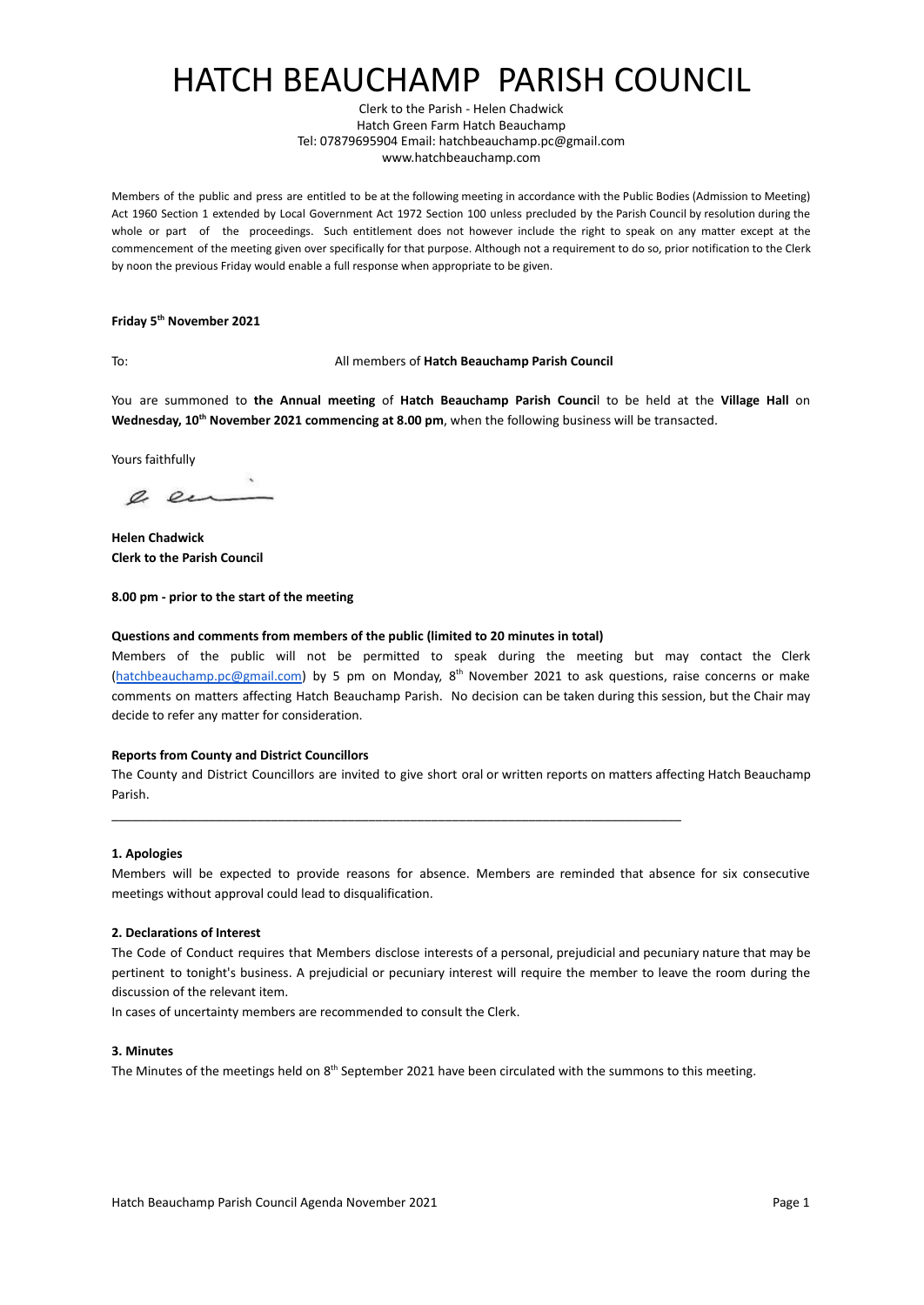# HATCH BEAUCHAMP PARISH COUNCIL

Clerk to the Parish - Helen Chadwick
Hatch Green Farm Hatch Beauchamp
Tel: 07879695904 Email: hatchbeauchamp.pc@gmail.com
www.hatchbeauchamp.com

Members of the public and press are entitled to be at the following meeting in accordance with the Public Bodies (Admission to Meeting) Act 1960 Section 1 extended by Local Government Act 1972 Section 100 unless precluded by the Parish Council by resolution during the whole or part of the proceedings. Such entitlement does not however include the right to speak on any matter except at the commencement of the meeting given over specifically for that purpose. Although not a requirement to do so, prior notification to the Clerk by noon the previous Friday would enable a full response when appropriate to be given.

**Friday 5th November 2021**

To: All members of **Hatch Beauchamp Parish Council**

You are summoned to **the Annual meeting** of **Hatch Beauchamp Parish Council** to be held at the **Village Hall** on **Wednesday, 10th November 2021 commencing at 8.00 pm**, when the following business will be transacted.

Yours faithfully

**Helen Chadwick**
**Clerk to the Parish Council**

**8.00 pm - prior to the start of the meeting**

**Questions and comments from members of the public (limited to 20 minutes in total)**

Members of the public will not be permitted to speak during the meeting but may contact the Clerk (hatchbeauchamp.pc@gmail.com) by 5 pm on Monday, 8th November 2021 to ask questions, raise concerns or make comments on matters affecting Hatch Beauchamp Parish. No decision can be taken during this session, but the Chair may decide to refer any matter for consideration.

**Reports from County and District Councillors**

The County and District Councillors are invited to give short oral or written reports on matters affecting Hatch Beauchamp Parish.

---

**1. Apologies**

Members will be expected to provide reasons for absence. Members are reminded that absence for six consecutive meetings without approval could lead to disqualification.

**2. Declarations of Interest**

The Code of Conduct requires that Members disclose interests of a personal, prejudicial and pecuniary nature that may be pertinent to tonight's business. A prejudicial or pecuniary interest will require the member to leave the room during the discussion of the relevant item.

In cases of uncertainty members are recommended to consult the Clerk.

**3. Minutes**

The Minutes of the meetings held on 8th September 2021 have been circulated with the summons to this meeting.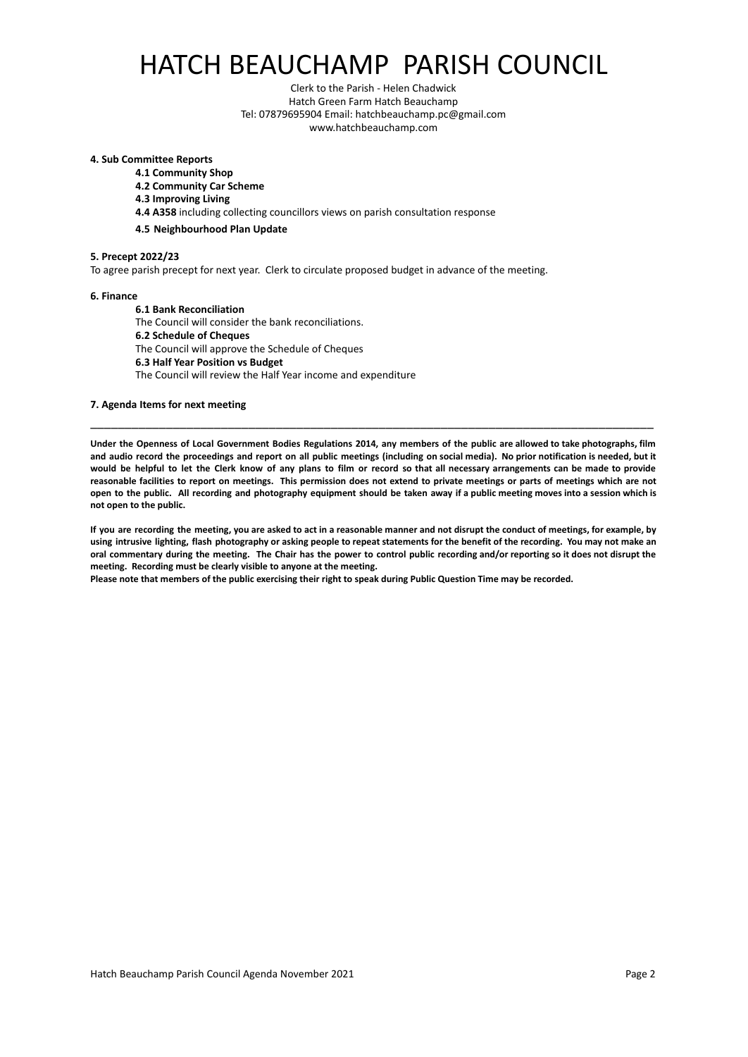# HATCH BEAUCHAMP PARISH COUNCIL

Clerk to the Parish - Helen Chadwick
Hatch Green Farm Hatch Beauchamp
Tel: 07879695904 Email: hatchbeauchamp.pc@gmail.com
www.hatchbeauchamp.com

**4. Sub Committee Reports**

- **4.1 Community Shop**
- **4.2 Community Car Scheme**
- **4.3 Improving Living**
- **4.4 A358** including collecting councillors views on parish consultation response
- **4.5 Neighbourhood Plan Update**

**5. Precept 2022/23**

To agree parish precept for next year. Clerk to circulate proposed budget in advance of the meeting.

**6. Finance**

**6.1 Bank Reconciliation**
The Council will consider the bank reconciliations.

**6.2 Schedule of Cheques**
The Council will approve the Schedule of Cheques

**6.3 Half Year Position vs Budget**
The Council will review the Half Year income and expenditure

**7. Agenda Items for next meeting**

---

**Under the Openness of Local Government Bodies Regulations 2014, any members of the public are allowed to take photographs, film and audio record the proceedings and report on all public meetings (including on social media). No prior notification is needed, but it would be helpful to let the Clerk know of any plans to film or record so that all necessary arrangements can be made to provide reasonable facilities to report on meetings. This permission does not extend to private meetings or parts of meetings which are not open to the public. All recording and photography equipment should be taken away if a public meeting moves into a session which is not open to the public.**

**If you are recording the meeting, you are asked to act in a reasonable manner and not disrupt the conduct of meetings, for example, by using intrusive lighting, flash photography or asking people to repeat statements for the benefit of the recording. You may not make an oral commentary during the meeting. The Chair has the power to control public recording and/or reporting so it does not disrupt the meeting. Recording must be clearly visible to anyone at the meeting.**
**Please note that members of the public exercising their right to speak during Public Question Time may be recorded.**